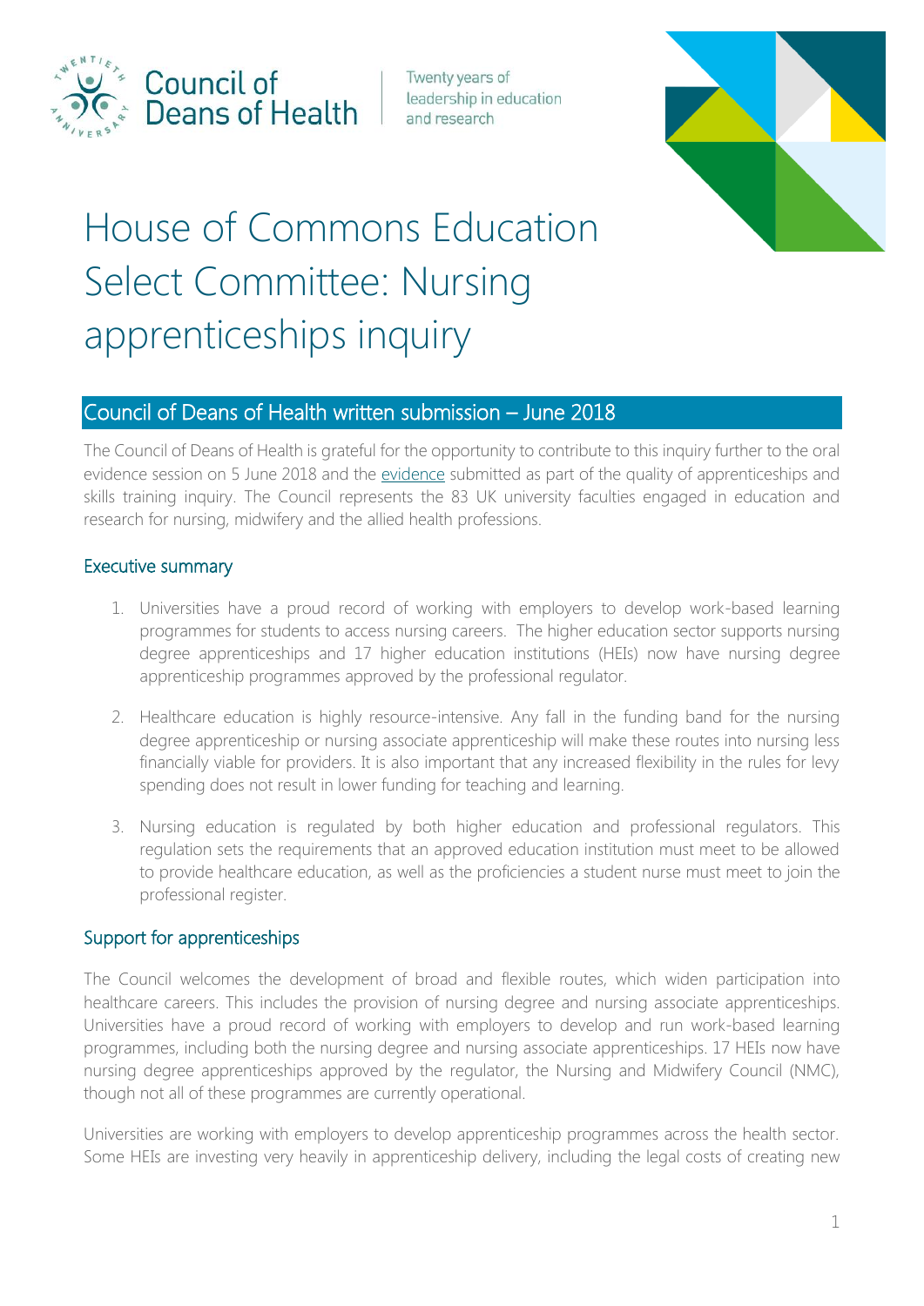Council of Deans of Health

Twenty years of leadership in education and research

# House of Commons Education Select Committee: Nursing apprenticeships inquiry

## Council of Deans of Health written submission – June 2018

The Council of Deans of Health is grateful for the opportunity to contribute to this inquiry further to the oral evidence session on 5 June 2018 and the evidence submitted as part of the quality of apprenticeships and skills training inquiry. The Council represents the 83 UK university faculties engaged in education and research for nursing, midwifery and the allied health professions.

### Executive summary

1. Universities have a proud record of working with employers to develop work-based learning programmes for students to access nursing careers. The higher education sector supports nursing degree apprenticeships and 17 higher education institutions (HEIs) now have nursing degree apprenticeship programmes approved by the professional regulator.
2. Healthcare education is highly resource-intensive. Any fall in the funding band for the nursing degree apprenticeship or nursing associate apprenticeship will make these routes into nursing less financially viable for providers. It is also important that any increased flexibility in the rules for levy spending does not result in lower funding for teaching and learning.
3. Nursing education is regulated by both higher education and professional regulators. This regulation sets the requirements that an approved education institution must meet to be allowed to provide healthcare education, as well as the proficiencies a student nurse must meet to join the professional register.

### Support for apprenticeships

The Council welcomes the development of broad and flexible routes, which widen participation into healthcare careers. This includes the provision of nursing degree and nursing associate apprenticeships. Universities have a proud record of working with employers to develop and run work-based learning programmes, including both the nursing degree and nursing associate apprenticeships. 17 HEIs now have nursing degree apprenticeships approved by the regulator, the Nursing and Midwifery Council (NMC), though not all of these programmes are currently operational.

Universities are working with employers to develop apprenticeship programmes across the health sector. Some HEIs are investing very heavily in apprenticeship delivery, including the legal costs of creating new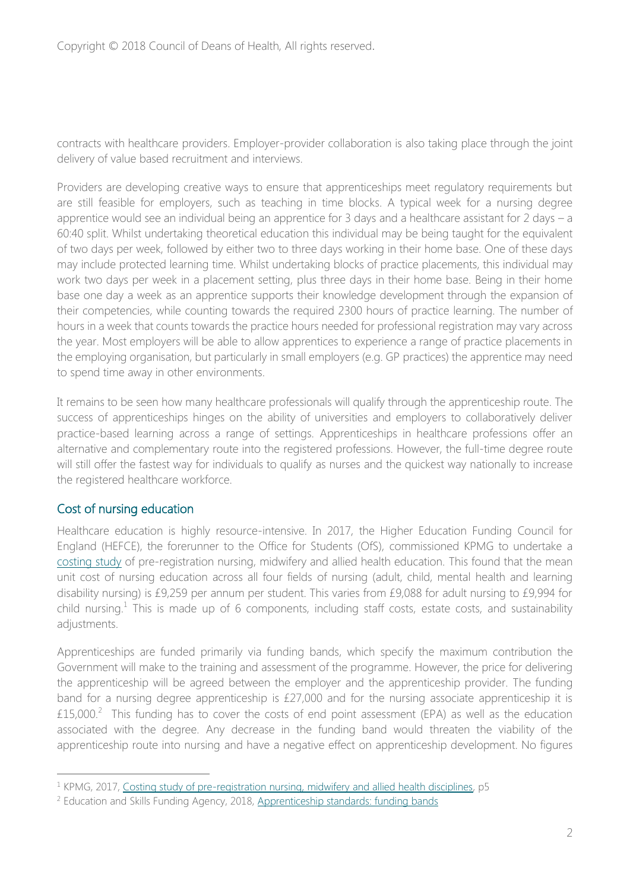contracts with healthcare providers. Employer-provider collaboration is also taking place through the joint delivery of value based recruitment and interviews.

Providers are developing creative ways to ensure that apprenticeships meet regulatory requirements but are still feasible for employers, such as teaching in time blocks. A typical week for a nursing degree apprentice would see an individual being an apprentice for 3 days and a healthcare assistant for 2 days – a 60:40 split. Whilst undertaking theoretical education this individual may be being taught for the equivalent of two days per week, followed by either two to three days working in their home base. One of these days may include protected learning time. Whilst undertaking blocks of practice placements, this individual may work two days per week in a placement setting, plus three days in their home base. Being in their home base one day a week as an apprentice supports their knowledge development through the expansion of their competencies, while counting towards the required 2300 hours of practice learning. The number of hours in a week that counts towards the practice hours needed for professional registration may vary across the year. Most employers will be able to allow apprentices to experience a range of practice placements in the employing organisation, but particularly in small employers (e.g. GP practices) the apprentice may need to spend time away in other environments.

It remains to be seen how many healthcare professionals will qualify through the apprenticeship route. The success of apprenticeships hinges on the ability of universities and employers to collaboratively deliver practice-based learning across a range of settings. Apprenticeships in healthcare professions offer an alternative and complementary route into the registered professions. However, the full-time degree route will still offer the fastest way for individuals to qualify as nurses and the quickest way nationally to increase the registered healthcare workforce.

## Cost of nursing education

Healthcare education is highly resource-intensive. In 2017, the Higher Education Funding Council for England (HEFCE), the forerunner to the Office for Students (OfS), commissioned KPMG to undertake a costing study of pre-registration nursing, midwifery and allied health education. This found that the mean unit cost of nursing education across all four fields of nursing (adult, child, mental health and learning disability nursing) is £9,259 per annum per student. This varies from £9,088 for adult nursing to £9,994 for child nursing.[1] This is made up of 6 components, including staff costs, estate costs, and sustainability adjustments.

Apprenticeships are funded primarily via funding bands, which specify the maximum contribution the Government will make to the training and assessment of the programme. However, the price for delivering the apprenticeship will be agreed between the employer and the apprenticeship provider. The funding band for a nursing degree apprenticeship is £27,000 and for the nursing associate apprenticeship it is £15,000.[2] This funding has to cover the costs of end point assessment (EPA) as well as the education associated with the degree. Any decrease in the funding band would threaten the viability of the apprenticeship route into nursing and have a negative effect on apprenticeship development. No figures

---

[1] KPMG, 2017, Costing study of pre-registration nursing, midwifery and allied health disciplines, p5

[2] Education and Skills Funding Agency, 2018, Apprenticeship standards: funding bands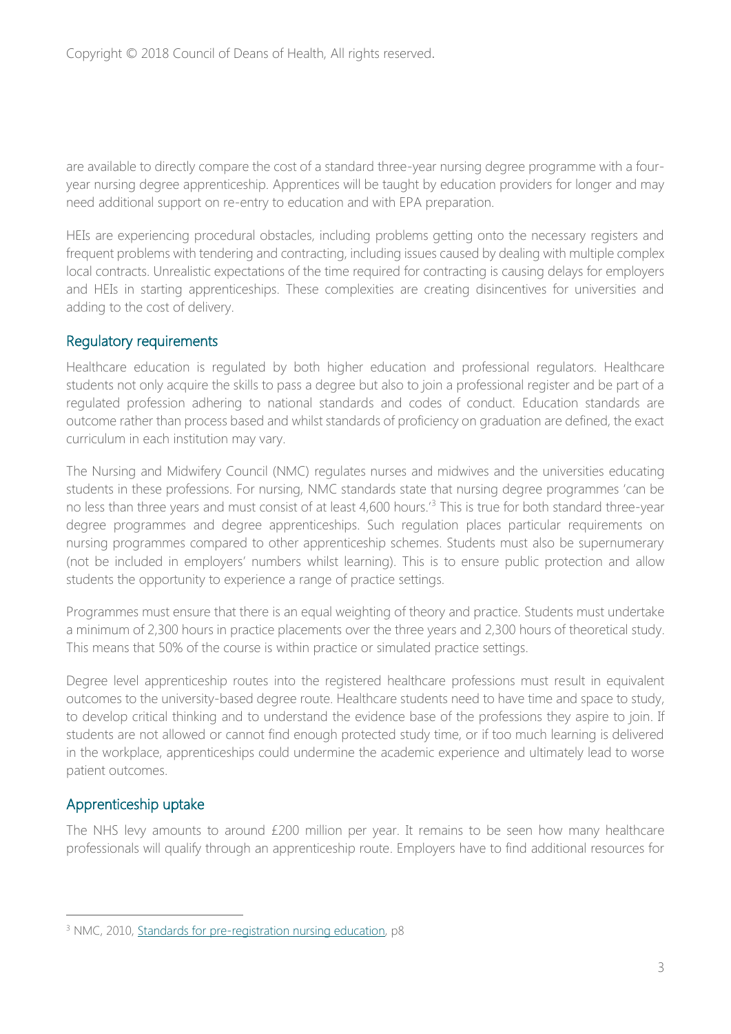are available to directly compare the cost of a standard three-year nursing degree programme with a four-year nursing degree apprenticeship. Apprentices will be taught by education providers for longer and may need additional support on re-entry to education and with EPA preparation.

HEIs are experiencing procedural obstacles, including problems getting onto the necessary registers and frequent problems with tendering and contracting, including issues caused by dealing with multiple complex local contracts. Unrealistic expectations of the time required for contracting is causing delays for employers and HEIs in starting apprenticeships. These complexities are creating disincentives for universities and adding to the cost of delivery.

## Regulatory requirements

Healthcare education is regulated by both higher education and professional regulators. Healthcare students not only acquire the skills to pass a degree but also to join a professional register and be part of a regulated profession adhering to national standards and codes of conduct. Education standards are outcome rather than process based and whilst standards of proficiency on graduation are defined, the exact curriculum in each institution may vary.

The Nursing and Midwifery Council (NMC) regulates nurses and midwives and the universities educating students in these professions. For nursing, NMC standards state that nursing degree programmes 'can be no less than three years and must consist of at least 4,600 hours.'[3] This is true for both standard three-year degree programmes and degree apprenticeships. Such regulation places particular requirements on nursing programmes compared to other apprenticeship schemes. Students must also be supernumerary (not be included in employers' numbers whilst learning). This is to ensure public protection and allow students the opportunity to experience a range of practice settings.

Programmes must ensure that there is an equal weighting of theory and practice. Students must undertake a minimum of 2,300 hours in practice placements over the three years and 2,300 hours of theoretical study. This means that 50% of the course is within practice or simulated practice settings.

Degree level apprenticeship routes into the registered healthcare professions must result in equivalent outcomes to the university-based degree route. Healthcare students need to have time and space to study, to develop critical thinking and to understand the evidence base of the professions they aspire to join. If students are not allowed or cannot find enough protected study time, or if too much learning is delivered in the workplace, apprenticeships could undermine the academic experience and ultimately lead to worse patient outcomes.

## Apprenticeship uptake

The NHS levy amounts to around £200 million per year. It remains to be seen how many healthcare professionals will qualify through an apprenticeship route. Employers have to find additional resources for

---

[3] NMC, 2010, Standards for pre-registration nursing education, p8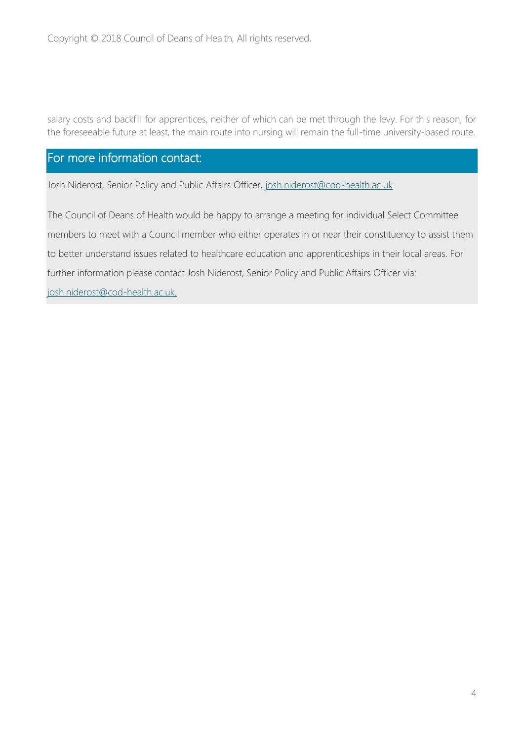Copyright © 2018 Council of Deans of Health, All rights reserved.

salary costs and backfill for apprentices, neither of which can be met through the levy. For this reason, for the foreseeable future at least, the main route into nursing will remain the full-time university-based route.

## For more information contact:

Josh Niderost, Senior Policy and Public Affairs Officer, josh.niderost@cod-health.ac.uk

The Council of Deans of Health would be happy to arrange a meeting for individual Select Committee members to meet with a Council member who either operates in or near their constituency to assist them to better understand issues related to healthcare education and apprenticeships in their local areas. For further information please contact Josh Niderost, Senior Policy and Public Affairs Officer via: josh.niderost@cod-health.ac.uk.